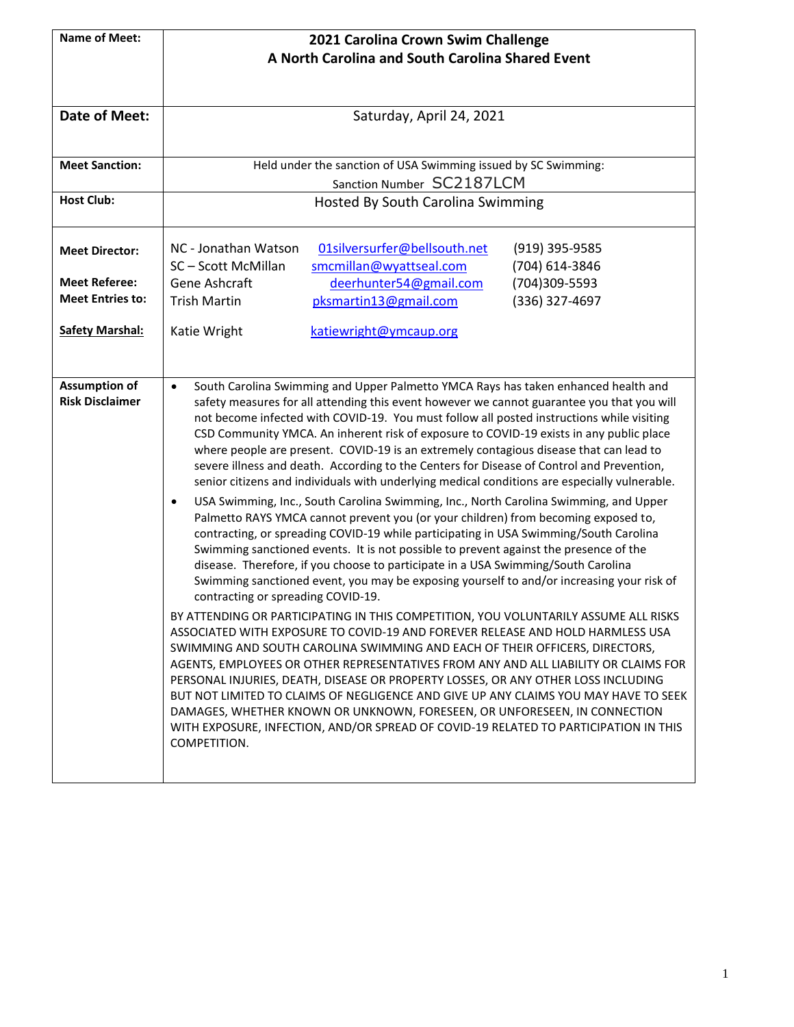| Name of Meet: | **2021 Carolina Crown Swim Challenge**<br>**A North Carolina and South Carolina Shared Event** |
|---|---|
| **Date of Meet:** | Saturday, April 24, 2021 |
| **Meet Sanction:** | Held under the sanction of USA Swimming issued by SC Swimming:<br>Sanction Number SC2187LCM |
| **Host Club:** | Hosted By South Carolina Swimming |
| **Meet Director:**<br><br>**Meet Referee:**<br>**Meet Entries to:**<br><br>**Safety Marshal:** | NC - Jonathan Watson 01silversurfer@bellsouth.net (919) 395-9585<br>SC – Scott McMillan smcmillan@wyattseal.com (704) 614-3846<br>Gene Ashcraft deerhunter54@gmail.com (704)309-5593<br>Trish Martin pksmartin13@gmail.com (336) 327-4697<br><br>Katie Wright katiewright@ymcaup.org |
| **Assumption of Risk Disclaimer** | • South Carolina Swimming and Upper Palmetto YMCA Rays has taken enhanced health and safety measures for all attending this event however we cannot guarantee you that you will not become infected with COVID-19. You must follow all posted instructions while visiting CSD Community YMCA. An inherent risk of exposure to COVID-19 exists in any public place where people are present. COVID-19 is an extremely contagious disease that can lead to severe illness and death. According to the Centers for Disease of Control and Prevention, senior citizens and individuals with underlying medical conditions are especially vulnerable.<br>• USA Swimming, Inc., South Carolina Swimming, Inc., North Carolina Swimming, and Upper Palmetto RAYS YMCA cannot prevent you (or your children) from becoming exposed to, contracting, or spreading COVID-19 while participating in USA Swimming/South Carolina Swimming sanctioned events. It is not possible to prevent against the presence of the disease. Therefore, if you choose to participate in a USA Swimming/South Carolina Swimming sanctioned event, you may be exposing yourself to and/or increasing your risk of contracting or spreading COVID-19.<br><br>BY ATTENDING OR PARTICIPATING IN THIS COMPETITION, YOU VOLUNTARILY ASSUME ALL RISKS ASSOCIATED WITH EXPOSURE TO COVID-19 AND FOREVER RELEASE AND HOLD HARMLESS USA SWIMMING AND SOUTH CAROLINA SWIMMING AND EACH OF THEIR OFFICERS, DIRECTORS, AGENTS, EMPLOYEES OR OTHER REPRESENTATIVES FROM ANY AND ALL LIABILITY OR CLAIMS FOR PERSONAL INJURIES, DEATH, DISEASE OR PROPERTY LOSSES, OR ANY OTHER LOSS INCLUDING BUT NOT LIMITED TO CLAIMS OF NEGLIGENCE AND GIVE UP ANY CLAIMS YOU MAY HAVE TO SEEK DAMAGES, WHETHER KNOWN OR UNKNOWN, FORESEEN, OR UNFORESEEN, IN CONNECTION WITH EXPOSURE, INFECTION, AND/OR SPREAD OF COVID-19 RELATED TO PARTICIPATION IN THIS COMPETITION. |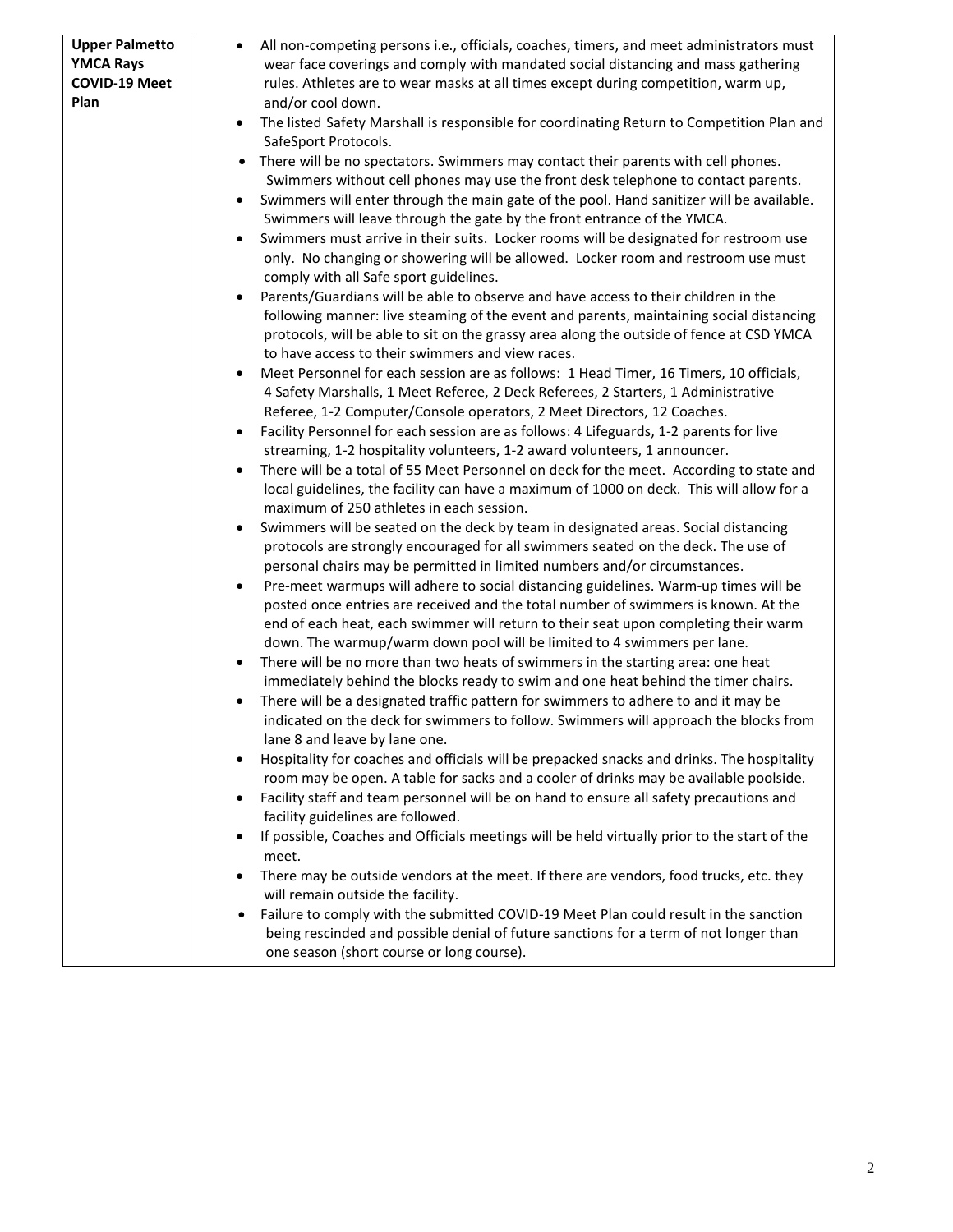| **Upper Palmetto YMCA Rays COVID-19 Meet Plan** | <ul><li>All non-competing persons i.e., officials, coaches, timers, and meet administrators must wear face coverings and comply with mandated social distancing and mass gathering rules. Athletes are to wear masks at all times except during competition, warm up, and/or cool down.</li><li>The listed Safety Marshall is responsible for coordinating Return to Competition Plan and SafeSport Protocols.</li><li>There will be no spectators. Swimmers may contact their parents with cell phones. Swimmers without cell phones may use the front desk telephone to contact parents.</li><li>Swimmers will enter through the main gate of the pool. Hand sanitizer will be available. Swimmers will leave through the gate by the front entrance of the YMCA.</li><li>Swimmers must arrive in their suits. Locker rooms will be designated for restroom use only. No changing or showering will be allowed. Locker room and restroom use must comply with all Safe sport guidelines.</li><li>Parents/Guardians will be able to observe and have access to their children in the following manner: live steaming of the event and parents, maintaining social distancing protocols, will be able to sit on the grassy area along the outside of fence at CSD YMCA to have access to their swimmers and view races.</li><li>Meet Personnel for each session are as follows: 1 Head Timer, 16 Timers, 10 officials, 4 Safety Marshalls, 1 Meet Referee, 2 Deck Referees, 2 Starters, 1 Administrative Referee, 1-2 Computer/Console operators, 2 Meet Directors, 12 Coaches.</li><li>Facility Personnel for each session are as follows: 4 Lifeguards, 1-2 parents for live streaming, 1-2 hospitality volunteers, 1-2 award volunteers, 1 announcer.</li><li>There will be a total of 55 Meet Personnel on deck for the meet. According to state and local guidelines, the facility can have a maximum of 1000 on deck. This will allow for a maximum of 250 athletes in each session.</li><li>Swimmers will be seated on the deck by team in designated areas. Social distancing protocols are strongly encouraged for all swimmers seated on the deck. The use of personal chairs may be permitted in limited numbers and/or circumstances.</li><li>Pre-meet warmups will adhere to social distancing guidelines. Warm-up times will be posted once entries are received and the total number of swimmers is known. At the end of each heat, each swimmer will return to their seat upon completing their warm down. The warmup/warm down pool will be limited to 4 swimmers per lane.</li><li>There will be no more than two heats of swimmers in the starting area: one heat immediately behind the blocks ready to swim and one heat behind the timer chairs.</li><li>There will be a designated traffic pattern for swimmers to adhere to and it may be indicated on the deck for swimmers to follow. Swimmers will approach the blocks from lane 8 and leave by lane one.</li><li>Hospitality for coaches and officials will be prepacked snacks and drinks. The hospitality room may be open. A table for sacks and a cooler of drinks may be available poolside.</li><li>Facility staff and team personnel will be on hand to ensure all safety precautions and facility guidelines are followed.</li><li>If possible, Coaches and Officials meetings will be held virtually prior to the start of the meet.</li><li>There may be outside vendors at the meet. If there are vendors, food trucks, etc. they will remain outside the facility.</li><li>Failure to comply with the submitted COVID-19 Meet Plan could result in the sanction being rescinded and possible denial of future sanctions for a term of not longer than one season (short course or long course).</li></ul> |
|---|---|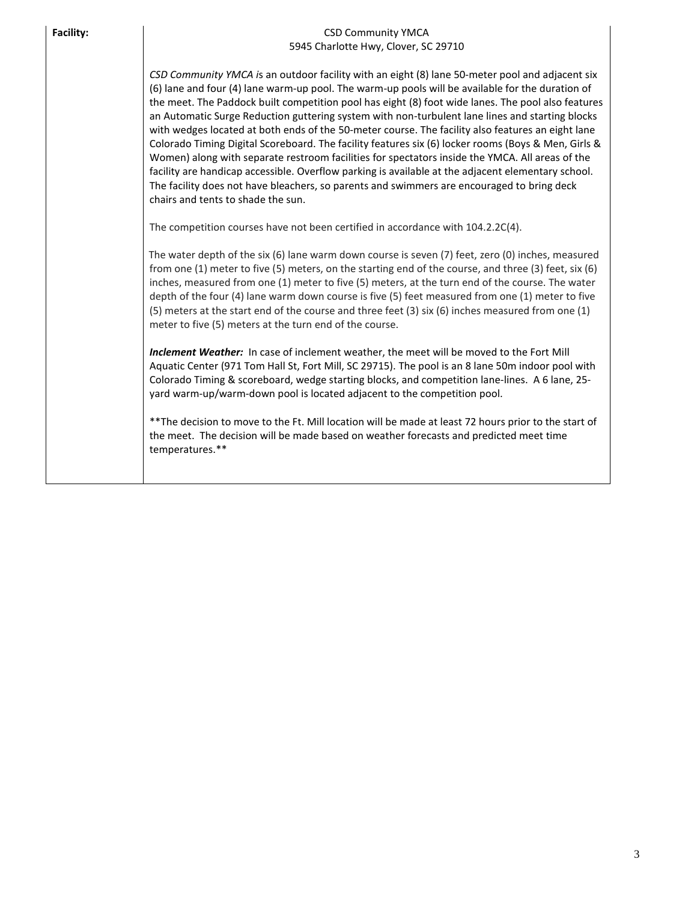| Facility: | CSD Community YMCA<br>5945 Charlotte Hwy, Clover, SC 29710<br><br>*CSD Community YMCA i*s an outdoor facility with an eight (8) lane 50-meter pool and adjacent six (6) lane and four (4) lane warm-up pool. The warm-up pools will be available for the duration of the meet. The Paddock built competition pool has eight (8) foot wide lanes. The pool also features an Automatic Surge Reduction guttering system with non-turbulent lane lines and starting blocks with wedges located at both ends of the 50-meter course. The facility also features an eight lane Colorado Timing Digital Scoreboard. The facility features six (6) locker rooms (Boys & Men, Girls & Women) along with separate restroom facilities for spectators inside the YMCA. All areas of the facility are handicap accessible. Overflow parking is available at the adjacent elementary school. The facility does not have bleachers, so parents and swimmers are encouraged to bring deck chairs and tents to shade the sun.<br><br>The competition courses have not been certified in accordance with 104.2.2C(4).<br><br>The water depth of the six (6) lane warm down course is seven (7) feet, zero (0) inches, measured from one (1) meter to five (5) meters, on the starting end of the course, and three (3) feet, six (6) inches, measured from one (1) meter to five (5) meters, at the turn end of the course. The water depth of the four (4) lane warm down course is five (5) feet measured from one (1) meter to five (5) meters at the start end of the course and three feet (3) six (6) inches measured from one (1) meter to five (5) meters at the turn end of the course.<br><br>***Inclement Weather:*** In case of inclement weather, the meet will be moved to the Fort Mill Aquatic Center (971 Tom Hall St, Fort Mill, SC 29715). The pool is an 8 lane 50m indoor pool with Colorado Timing & scoreboard, wedge starting blocks, and competition lane-lines. A 6 lane, 25-yard warm-up/warm-down pool is located adjacent to the competition pool.<br><br>**The decision to move to the Ft. Mill location will be made at least 72 hours prior to the start of the meet. The decision will be made based on weather forecasts and predicted meet time temperatures.** |
|---|---|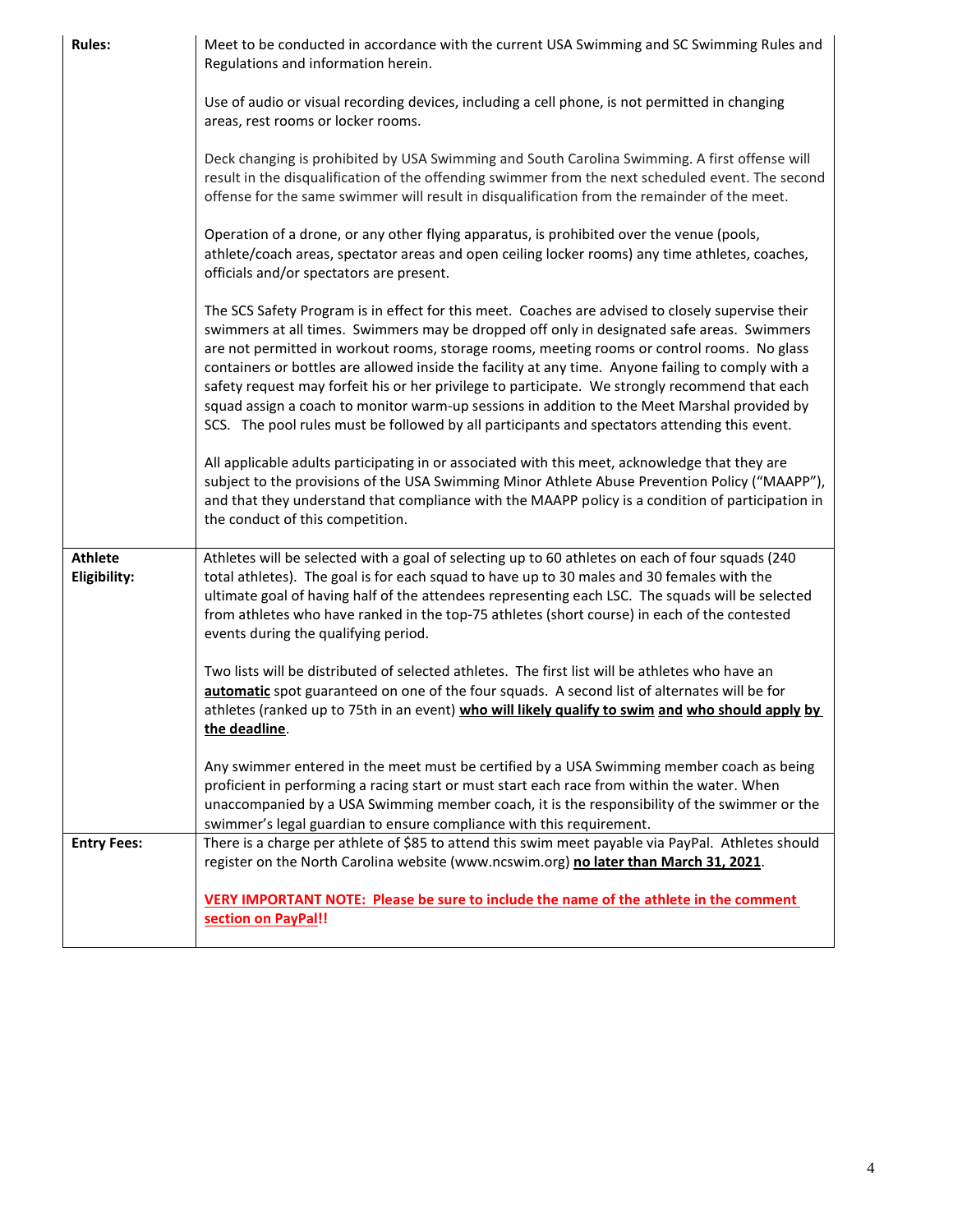| | |
|---|---|
| **Rules:** | Meet to be conducted in accordance with the current USA Swimming and SC Swimming Rules and Regulations and information herein.<br><br>Use of audio or visual recording devices, including a cell phone, is not permitted in changing areas, rest rooms or locker rooms.<br><br>Deck changing is prohibited by USA Swimming and South Carolina Swimming. A first offense will result in the disqualification of the offending swimmer from the next scheduled event. The second offense for the same swimmer will result in disqualification from the remainder of the meet.<br><br>Operation of a drone, or any other flying apparatus, is prohibited over the venue (pools, athlete/coach areas, spectator areas and open ceiling locker rooms) any time athletes, coaches, officials and/or spectators are present.<br><br>The SCS Safety Program is in effect for this meet. Coaches are advised to closely supervise their swimmers at all times. Swimmers may be dropped off only in designated safe areas. Swimmers are not permitted in workout rooms, storage rooms, meeting rooms or control rooms. No glass containers or bottles are allowed inside the facility at any time. Anyone failing to comply with a safety request may forfeit his or her privilege to participate. We strongly recommend that each squad assign a coach to monitor warm-up sessions in addition to the Meet Marshal provided by SCS. The pool rules must be followed by all participants and spectators attending this event.<br><br>All applicable adults participating in or associated with this meet, acknowledge that they are subject to the provisions of the USA Swimming Minor Athlete Abuse Prevention Policy ("MAAPP"), and that they understand that compliance with the MAAPP policy is a condition of participation in the conduct of this competition. |
| **Athlete Eligibility:** | Athletes will be selected with a goal of selecting up to 60 athletes on each of four squads (240 total athletes). The goal is for each squad to have up to 30 males and 30 females with the ultimate goal of having half of the attendees representing each LSC. The squads will be selected from athletes who have ranked in the top-75 athletes (short course) in each of the contested events during the qualifying period.<br><br>Two lists will be distributed of selected athletes. The first list will be athletes who have an **automatic** spot guaranteed on one of the four squads. A second list of alternates will be for athletes (ranked up to 75th in an event) **who will likely qualify to swim and who should apply by the deadline**.<br><br>Any swimmer entered in the meet must be certified by a USA Swimming member coach as being proficient in performing a racing start or must start each race from within the water. When unaccompanied by a USA Swimming member coach, it is the responsibility of the swimmer or the swimmer's legal guardian to ensure compliance with this requirement. |
| **Entry Fees:** | There is a charge per athlete of $85 to attend this swim meet payable via PayPal. Athletes should register on the North Carolina website (www.ncswim.org) **no later than March 31, 2021**.<br><br>**VERY IMPORTANT NOTE: Please be sure to include the name of the athlete in the comment section on PayPal!!** |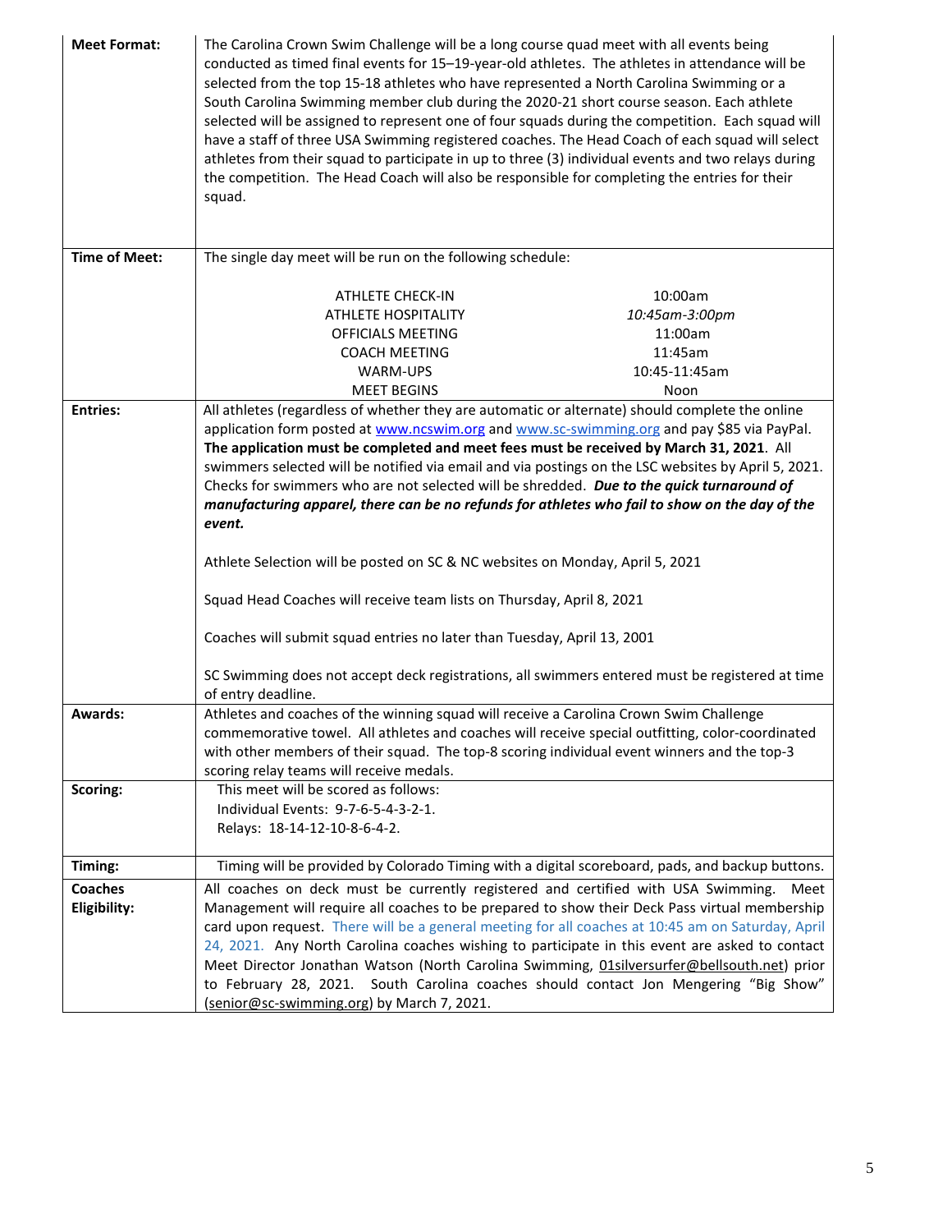| | |
|---|---|
| **Meet Format:** | The Carolina Crown Swim Challenge will be a long course quad meet with all events being conducted as timed final events for 15–19-year-old athletes. The athletes in attendance will be selected from the top 15-18 athletes who have represented a North Carolina Swimming or a South Carolina Swimming member club during the 2020-21 short course season. Each athlete selected will be assigned to represent one of four squads during the competition. Each squad will have a staff of three USA Swimming registered coaches. The Head Coach of each squad will select athletes from their squad to participate in up to three (3) individual events and two relays during the competition. The Head Coach will also be responsible for completing the entries for their squad. |
| **Time of Meet:** | The single day meet will be run on the following schedule:<br><br>ATHLETE CHECK-IN — 10:00am<br>ATHLETE HOSPITALITY — *10:45am-3:00pm*<br>OFFICIALS MEETING — 11:00am<br>COACH MEETING — 11:45am<br>WARM-UPS — 10:45-11:45am<br>MEET BEGINS — Noon |
| **Entries:** | All athletes (regardless of whether they are automatic or alternate) should complete the online application form posted at www.ncswim.org and www.sc-swimming.org and pay $85 via PayPal. **The application must be completed and meet fees must be received by March 31, 2021**. All swimmers selected will be notified via email and via postings on the LSC websites by April 5, 2021. Checks for swimmers who are not selected will be shredded. ***Due to the quick turnaround of manufacturing apparel, there can be no refunds for athletes who fail to show on the day of the event.***<br><br>Athlete Selection will be posted on SC & NC websites on Monday, April 5, 2021<br><br>Squad Head Coaches will receive team lists on Thursday, April 8, 2021<br><br>Coaches will submit squad entries no later than Tuesday, April 13, 2001<br><br>SC Swimming does not accept deck registrations, all swimmers entered must be registered at time of entry deadline. |
| **Awards:** | Athletes and coaches of the winning squad will receive a Carolina Crown Swim Challenge commemorative towel. All athletes and coaches will receive special outfitting, color-coordinated with other members of their squad. The top-8 scoring individual event winners and the top-3 scoring relay teams will receive medals. |
| **Scoring:** | This meet will be scored as follows:<br>Individual Events: 9-7-6-5-4-3-2-1.<br>Relays: 18-14-12-10-8-6-4-2. |
| **Timing:** | Timing will be provided by Colorado Timing with a digital scoreboard, pads, and backup buttons. |
| **Coaches Eligibility:** | All coaches on deck must be currently registered and certified with USA Swimming. Meet Management will require all coaches to be prepared to show their Deck Pass virtual membership card upon request. There will be a general meeting for all coaches at 10:45 am on Saturday, April 24, 2021. Any North Carolina coaches wishing to participate in this event are asked to contact Meet Director Jonathan Watson (North Carolina Swimming, 01silversurfer@bellsouth.net) prior to February 28, 2021. South Carolina coaches should contact Jon Mengering "Big Show" (senior@sc-swimming.org) by March 7, 2021. |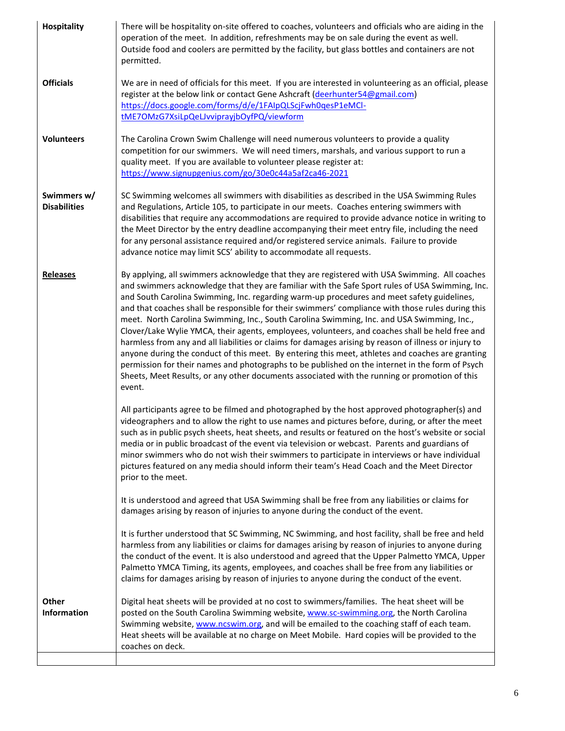| | |
|---|---|
| **Hospitality** | There will be hospitality on-site offered to coaches, volunteers and officials who are aiding in the operation of the meet. In addition, refreshments may be on sale during the event as well. Outside food and coolers are permitted by the facility, but glass bottles and containers are not permitted. |
| **Officials** | We are in need of officials for this meet. If you are interested in volunteering as an official, please register at the below link or contact Gene Ashcraft (deerhunter54@gmail.com) https://docs.google.com/forms/d/e/1FAIpQLScjFwh0qesP1eMCl-tME7OMzG7XsiLpQeLJvviprayjbOyfPQ/viewform |
| **Volunteers** | The Carolina Crown Swim Challenge will need numerous volunteers to provide a quality competition for our swimmers. We will need timers, marshals, and various support to run a quality meet. If you are available to volunteer please register at: https://www.signupgenius.com/go/30e0c44a5af2ca46-2021 |
| **Swimmers w/ Disabilities** | SC Swimming welcomes all swimmers with disabilities as described in the USA Swimming Rules and Regulations, Article 105, to participate in our meets. Coaches entering swimmers with disabilities that require any accommodations are required to provide advance notice in writing to the Meet Director by the entry deadline accompanying their meet entry file, including the need for any personal assistance required and/or registered service animals. Failure to provide advance notice may limit SCS' ability to accommodate all requests. |
| **Releases** | By applying, all swimmers acknowledge that they are registered with USA Swimming. All coaches and swimmers acknowledge that they are familiar with the Safe Sport rules of USA Swimming, Inc. and South Carolina Swimming, Inc. regarding warm-up procedures and meet safety guidelines, and that coaches shall be responsible for their swimmers' compliance with those rules during this meet. North Carolina Swimming, Inc., South Carolina Swimming, Inc. and USA Swimming, Inc., Clover/Lake Wylie YMCA, their agents, employees, volunteers, and coaches shall be held free and harmless from any and all liabilities or claims for damages arising by reason of illness or injury to anyone during the conduct of this meet. By entering this meet, athletes and coaches are granting permission for their names and photographs to be published on the internet in the form of Psych Sheets, Meet Results, or any other documents associated with the running or promotion of this event.<br><br>All participants agree to be filmed and photographed by the host approved photographer(s) and videographers and to allow the right to use names and pictures before, during, or after the meet such as in public psych sheets, heat sheets, and results or featured on the host's website or social media or in public broadcast of the event via television or webcast. Parents and guardians of minor swimmers who do not wish their swimmers to participate in interviews or have individual pictures featured on any media should inform their team's Head Coach and the Meet Director prior to the meet.<br><br>It is understood and agreed that USA Swimming shall be free from any liabilities or claims for damages arising by reason of injuries to anyone during the conduct of the event.<br><br>It is further understood that SC Swimming, NC Swimming, and host facility, shall be free and held harmless from any liabilities or claims for damages arising by reason of injuries to anyone during the conduct of the event. It is also understood and agreed that the Upper Palmetto YMCA, Upper Palmetto YMCA Timing, its agents, employees, and coaches shall be free from any liabilities or claims for damages arising by reason of injuries to anyone during the conduct of the event. |
| **Other Information** | Digital heat sheets will be provided at no cost to swimmers/families. The heat sheet will be posted on the South Carolina Swimming website, www.sc-swimming.org, the North Carolina Swimming website, www.ncswim.org, and will be emailed to the coaching staff of each team. Heat sheets will be available at no charge on Meet Mobile. Hard copies will be provided to the coaches on deck. |
| | |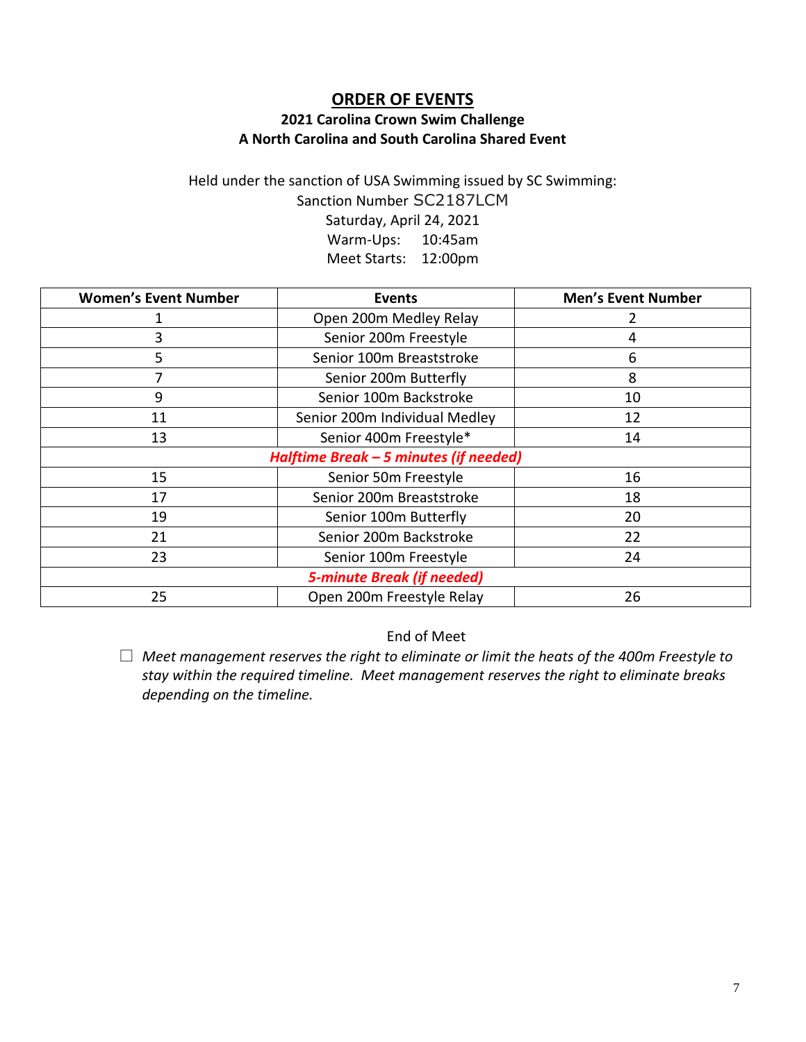# ORDER OF EVENTS

**2021 Carolina Crown Swim Challenge**
**A North Carolina and South Carolina Shared Event**

Held under the sanction of USA Swimming issued by SC Swimming:
Sanction Number SC2187LCM
Saturday, April 24, 2021
Warm-Ups: 10:45am
Meet Starts: 12:00pm

| Women's Event Number | Events | Men's Event Number |
|---|---|---|
| 1 | Open 200m Medley Relay | 2 |
| 3 | Senior 200m Freestyle | 4 |
| 5 | Senior 100m Breaststroke | 6 |
| 7 | Senior 200m Butterfly | 8 |
| 9 | Senior 100m Backstroke | 10 |
| 11 | Senior 200m Individual Medley | 12 |
| 13 | Senior 400m Freestyle* | 14 |
| | ***Halftime Break – 5 minutes (if needed)*** | |
| 15 | Senior 50m Freestyle | 16 |
| 17 | Senior 200m Breaststroke | 18 |
| 19 | Senior 100m Butterfly | 20 |
| 21 | Senior 200m Backstroke | 22 |
| 23 | Senior 100m Freestyle | 24 |
| | ***5-minute Break (if needed)*** | |
| 25 | Open 200m Freestyle Relay | 26 |

End of Meet

- *Meet management reserves the right to eliminate or limit the heats of the 400m Freestyle to stay within the required timeline. Meet management reserves the right to eliminate breaks depending on the timeline.*